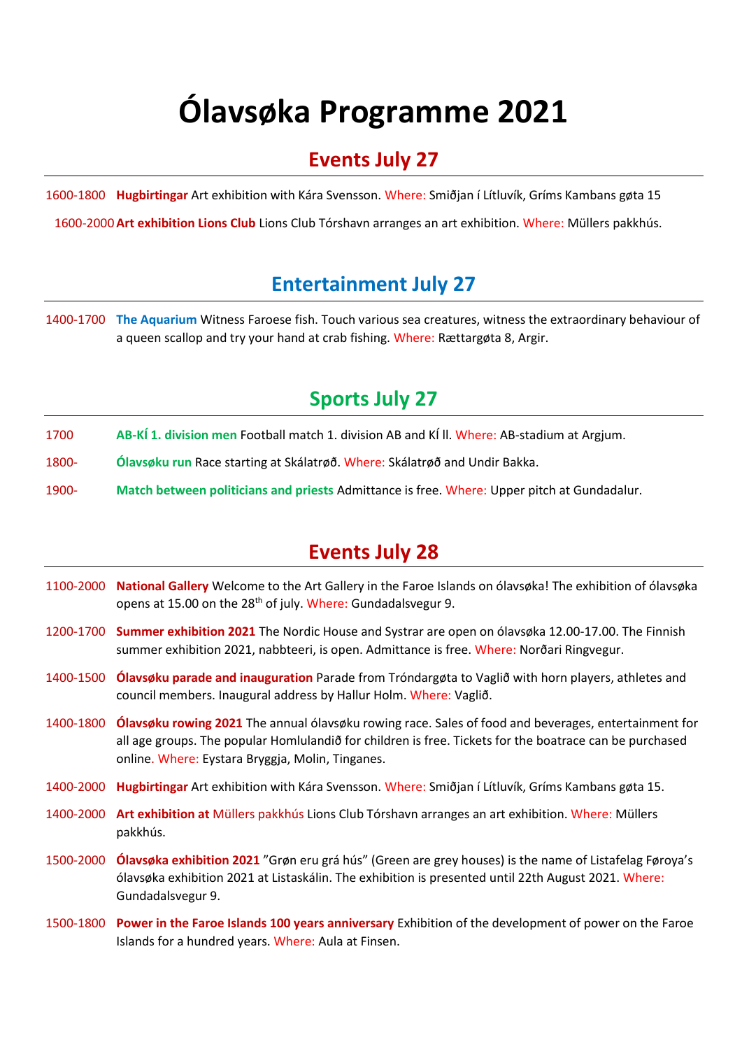# Ólavsøka Programme 2021

## Events July 27

1600-1800 **Hugbirtingar** Art exhibition with Kára Svensson. Where: Smiðjan í Lítluvík, Gríms Kambans gøta 15

1600-2000 **Art exhibition Lions Club** Lions Club Tórshavn arranges an art exhibition. Where: Müllers pakkhús.

## Entertainment July 27

1400-1700 **The Aquarium** Witness Faroese fish. Touch various sea creatures, witness the extraordinary behaviour of a queen scallop and try your hand at crab fishing. Where: Rættargøta 8, Argir.

## Sports July 27

1700 **AB-KÍ 1. division men** Football match 1. division AB and KÍ ll. Where: AB-stadium at Argjum.

1800- **Ólavsøku run** Race starting at Skálatrøð. Where: Skálatrøð and Undir Bakka.

1900- **Match between politicians and priests** Admittance is free. Where: Upper pitch at Gundadalur.

## Events July 28

1100-2000 **National Gallery** Welcome to the Art Gallery in the Faroe Islands on ólavsøka! The exhibition of ólavsøka opens at 15.00 on the 28th of july. Where: Gundadalsvegur 9.

1200-1700 **Summer exhibition 2021** The Nordic House and Systrar are open on ólavsøka 12.00-17.00. The Finnish summer exhibition 2021, nabbteeri, is open. Admittance is free. Where: Norðari Ringvegur.

1400-1500 **Ólavsøku parade and inauguration** Parade from Tróndargøta to Vaglið with horn players, athletes and council members. Inaugural address by Hallur Holm. Where: Vaglið.

1400-1800 **Ólavsøku rowing 2021** The annual ólavsøku rowing race. Sales of food and beverages, entertainment for all age groups. The popular Homlulandið for children is free. Tickets for the boatrace can be purchased online. Where: Eystara Bryggja, Molin, Tinganes.

1400-2000 **Hugbirtingar** Art exhibition with Kára Svensson. Where: Smiðjan í Lítluvík, Gríms Kambans gøta 15.

1400-2000 **Art exhibition at Müllers pakkhús** Lions Club Tórshavn arranges an art exhibition. Where: Müllers pakkhús.

1500-2000 **Ólavsøka exhibition 2021** "Grøn eru grá hús" (Green are grey houses) is the name of Listafelag Føroya's ólavsøka exhibition 2021 at Listaskálin. The exhibition is presented until 22th August 2021. Where: Gundadalsvegur 9.

1500-1800 **Power in the Faroe Islands 100 years anniversary** Exhibition of the development of power on the Faroe Islands for a hundred years. Where: Aula at Finsen.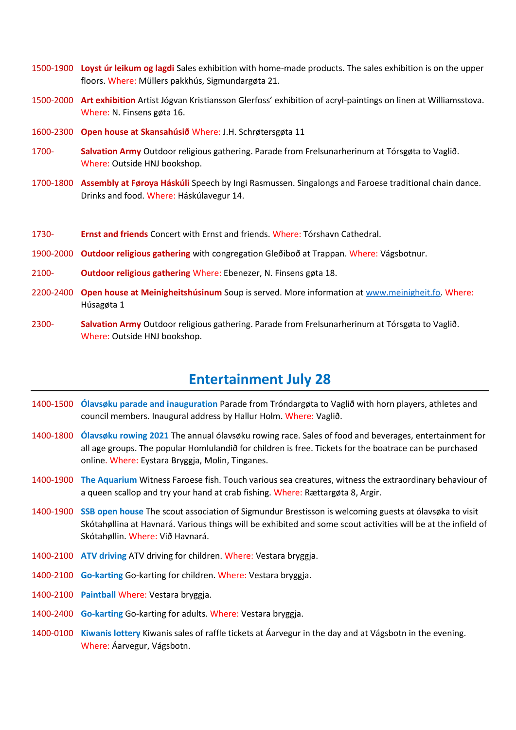1500-1900 **Loyst úr leikum og lagdi** Sales exhibition with home-made products. The sales exhibition is on the upper floors. Where: Müllers pakkhús, Sigmundargøta 21.

1500-2000 **Art exhibition** Artist Jógvan Kristiansson Glerfoss' exhibition of acryl-paintings on linen at Williamsstova. Where: N. Finsens gøta 16.

1600-2300 **Open house at Skansahúsið** Where: J.H. Schrøtersgøta 11

1700- **Salvation Army** Outdoor religious gathering. Parade from Frelsunarherinum at Tórsgøta to Vaglið. Where: Outside HNJ bookshop.

1700-1800 **Assembly at Føroya Háskúli** Speech by Ingi Rasmussen. Singalongs and Faroese traditional chain dance. Drinks and food. Where: Háskúlavegur 14.

1730- **Ernst and friends** Concert with Ernst and friends. Where: Tórshavn Cathedral.

1900-2000 **Outdoor religious gathering** with congregation Gleðiboð at Trappan. Where: Vágsbotnur.

2100- **Outdoor religious gathering** Where: Ebenezer, N. Finsens gøta 18.

2200-2400 **Open house at Meinigheitshúsinum** Soup is served. More information at www.meinigheit.fo. Where: Húsagøta 1

2300- **Salvation Army** Outdoor religious gathering. Parade from Frelsunarherinum at Tórsgøta to Vaglið. Where: Outside HNJ bookshop.

## Entertainment July 28

1400-1500 **Ólavsøku parade and inauguration** Parade from Tróndargøta to Vaglið with horn players, athletes and council members. Inaugural address by Hallur Holm. Where: Vaglið.

1400-1800 **Ólavsøku rowing 2021** The annual ólavsøku rowing race. Sales of food and beverages, entertainment for all age groups. The popular Homlulandið for children is free. Tickets for the boatrace can be purchased online. Where: Eystara Bryggja, Molin, Tinganes.

1400-1900 **The Aquarium** Witness Faroese fish. Touch various sea creatures, witness the extraordinary behaviour of a queen scallop and try your hand at crab fishing. Where: Rættargøta 8, Argir.

1400-1900 **SSB open house** The scout association of Sigmundur Brestisson is welcoming guests at ólavsøka to visit Skótahøllina at Havnará. Various things will be exhibited and some scout activities will be at the infield of Skótahøllin. Where: Við Havnará.

1400-2100 **ATV driving** ATV driving for children. Where: Vestara bryggja.

1400-2100 **Go-karting** Go-karting for children. Where: Vestara bryggja.

1400-2100 **Paintball** Where: Vestara bryggja.

1400-2400 **Go-karting** Go-karting for adults. Where: Vestara bryggja.

1400-0100 **Kiwanis lottery** Kiwanis sales of raffle tickets at Áarvegur in the day and at Vágsbotn in the evening. Where: Áarvegur, Vágsbotn.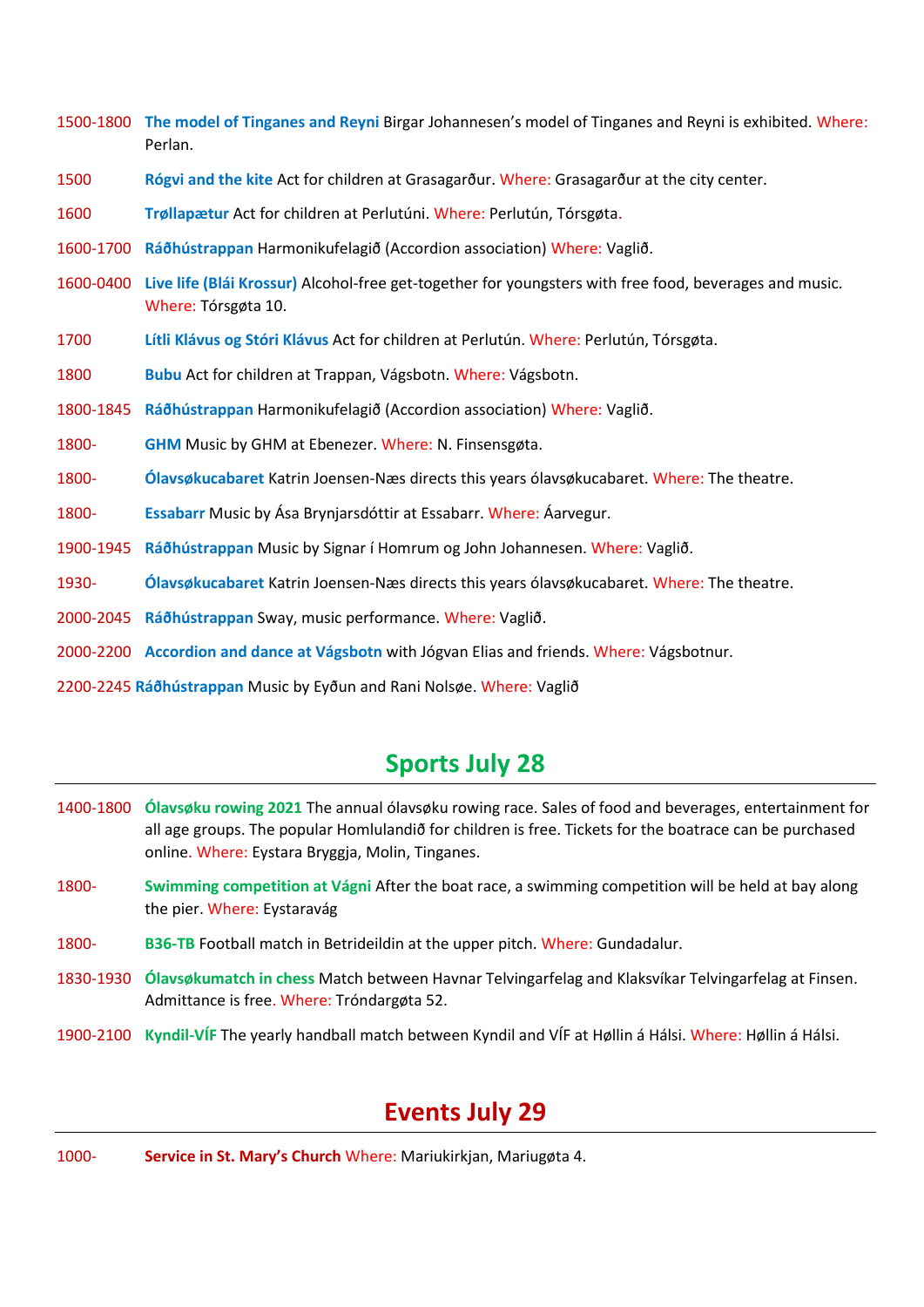1500-1800 **The model of Tinganes and Reyni** Birgar Johannesen's model of Tinganes and Reyni is exhibited. Where: Perlan.

1500 **Rógvi and the kite** Act for children at Grasagarður. Where: Grasagarður at the city center.

1600 **Trøllapætur** Act for children at Perlutúni. Where: Perlutún, Tórsgøta.

1600-1700 **Ráðhústrappan** Harmonikufelagið (Accordion association) Where: Vaglið.

1600-0400 **Live life (Blái Krossur)** Alcohol-free get-together for youngsters with free food, beverages and music. Where: Tórsgøta 10.

1700 **Lítli Klávus og Stóri Klávus** Act for children at Perlutún. Where: Perlutún, Tórsgøta.

1800 **Bubu** Act for children at Trappan, Vágsbotn. Where: Vágsbotn.

1800-1845 **Ráðhústrappan** Harmonikufelagið (Accordion association) Where: Vaglið.

1800- **GHM** Music by GHM at Ebenezer. Where: N. Finsensgøta.

1800- **Ólavsøkucabaret** Katrin Joensen-Næs directs this years ólavsøkucabaret. Where: The theatre.

1800- **Essabarr** Music by Ása Brynjarsdóttir at Essabarr. Where: Áarvegur.

1900-1945 **Ráðhústrappan** Music by Signar í Homrum og John Johannesen. Where: Vaglið.

1930- **Ólavsøkucabaret** Katrin Joensen-Næs directs this years ólavsøkucabaret. Where: The theatre.

2000-2045 **Ráðhústrappan** Sway, music performance. Where: Vaglið.

2000-2200 **Accordion and dance at Vágsbotn** with Jógvan Elias and friends. Where: Vágsbotnur.

2200-2245 **Ráðhústrappan** Music by Eyðun and Rani Nolsøe. Where: Vaglið

## Sports July 28

1400-1800 **Ólavsøku rowing 2021** The annual ólavsøku rowing race. Sales of food and beverages, entertainment for all age groups. The popular Homlulandið for children is free. Tickets for the boatrace can be purchased online. Where: Eystara Bryggja, Molin, Tinganes.

1800- **Swimming competition at Vágni** After the boat race, a swimming competition will be held at bay along the pier. Where: Eystaravág

1800- **B36-TB** Football match in Betrideildin at the upper pitch. Where: Gundadalur.

1830-1930 **Ólavsøkumatch in chess** Match between Havnar Telvingarfelag and Klaksvíkar Telvingarfelag at Finsen. Admittance is free. Where: Tróndargøta 52.

1900-2100 **Kyndil-VÍF** The yearly handball match between Kyndil and VÍF at Høllin á Hálsi. Where: Høllin á Hálsi.

## Events July 29

1000- **Service in St. Mary's Church** Where: Mariukirkjan, Mariugøta 4.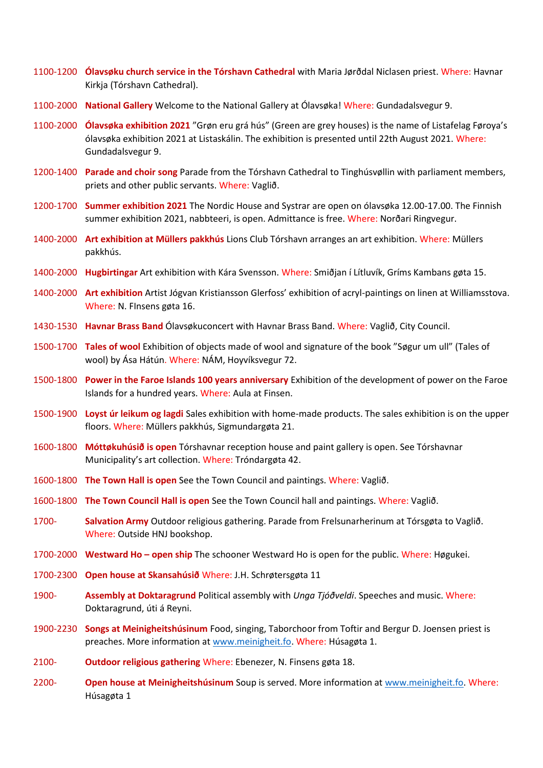1100-1200 **Ólavsøku church service in the Tórshavn Cathedral** with Maria Jørðdal Niclasen priest. Where: Havnar Kirkja (Tórshavn Cathedral).

1100-2000 **National Gallery** Welcome to the National Gallery at Ólavsøka! Where: Gundadalsvegur 9.

1100-2000 **Ólavsøka exhibition 2021** "Grøn eru grá hús" (Green are grey houses) is the name of Listafelag Føroya's ólavsøka exhibition 2021 at Listaskálin. The exhibition is presented until 22th August 2021. Where: Gundadalsvegur 9.

1200-1400 **Parade and choir song** Parade from the Tórshavn Cathedral to Tinghúsvøllin with parliament members, priets and other public servants. Where: Vaglið.

1200-1700 **Summer exhibition 2021** The Nordic House and Systrar are open on ólavsøka 12.00-17.00. The Finnish summer exhibition 2021, nabbteeri, is open. Admittance is free. Where: Norðari Ringvegur.

1400-2000 **Art exhibition at Müllers pakkhús** Lions Club Tórshavn arranges an art exhibition. Where: Müllers pakkhús.

1400-2000 **Hugbirtingar** Art exhibition with Kára Svensson. Where: Smiðjan í Lítluvík, Gríms Kambans gøta 15.

1400-2000 **Art exhibition** Artist Jógvan Kristiansson Glerfoss' exhibition of acryl-paintings on linen at Williamsstova. Where: N. FInsens gøta 16.

1430-1530 **Havnar Brass Band** Ólavsøkuconcert with Havnar Brass Band. Where: Vaglið, City Council.

1500-1700 **Tales of wool** Exhibition of objects made of wool and signature of the book "Søgur um ull" (Tales of wool) by Ása Hátún. Where: NÁM, Hoyvíksvegur 72.

1500-1800 **Power in the Faroe Islands 100 years anniversary** Exhibition of the development of power on the Faroe Islands for a hundred years. Where: Aula at Finsen.

1500-1900 **Loyst úr leikum og lagdi** Sales exhibition with home-made products. The sales exhibition is on the upper floors. Where: Müllers pakkhús, Sigmundargøta 21.

1600-1800 **Móttøkuhúsið is open** Tórshavnar reception house and paint gallery is open. See Tórshavnar Municipality's art collection. Where: Tróndargøta 42.

1600-1800 **The Town Hall is open** See the Town Council and paintings. Where: Vaglið.

1600-1800 **The Town Council Hall is open** See the Town Council hall and paintings. Where: Vaglið.

1700- **Salvation Army** Outdoor religious gathering. Parade from Frelsunarherinum at Tórsgøta to Vaglið. Where: Outside HNJ bookshop.

1700-2000 **Westward Ho – open ship** The schooner Westward Ho is open for the public. Where: Høgukei.

1700-2300 **Open house at Skansahúsið** Where: J.H. Schrøtersgøta 11

1900- **Assembly at Doktaragrund** Political assembly with *Unga Tjóðveldi*. Speeches and music. Where: Doktaragrund, úti á Reyni.

1900-2230 **Songs at Meinigheitshúsinum** Food, singing, Taborchoor from Toftir and Bergur D. Joensen priest is preaches. More information at www.meinigheit.fo. Where: Húsagøta 1.

2100- **Outdoor religious gathering** Where: Ebenezer, N. Finsens gøta 18.

2200- **Open house at Meinigheitshúsinum** Soup is served. More information at www.meinigheit.fo. Where: Húsagøta 1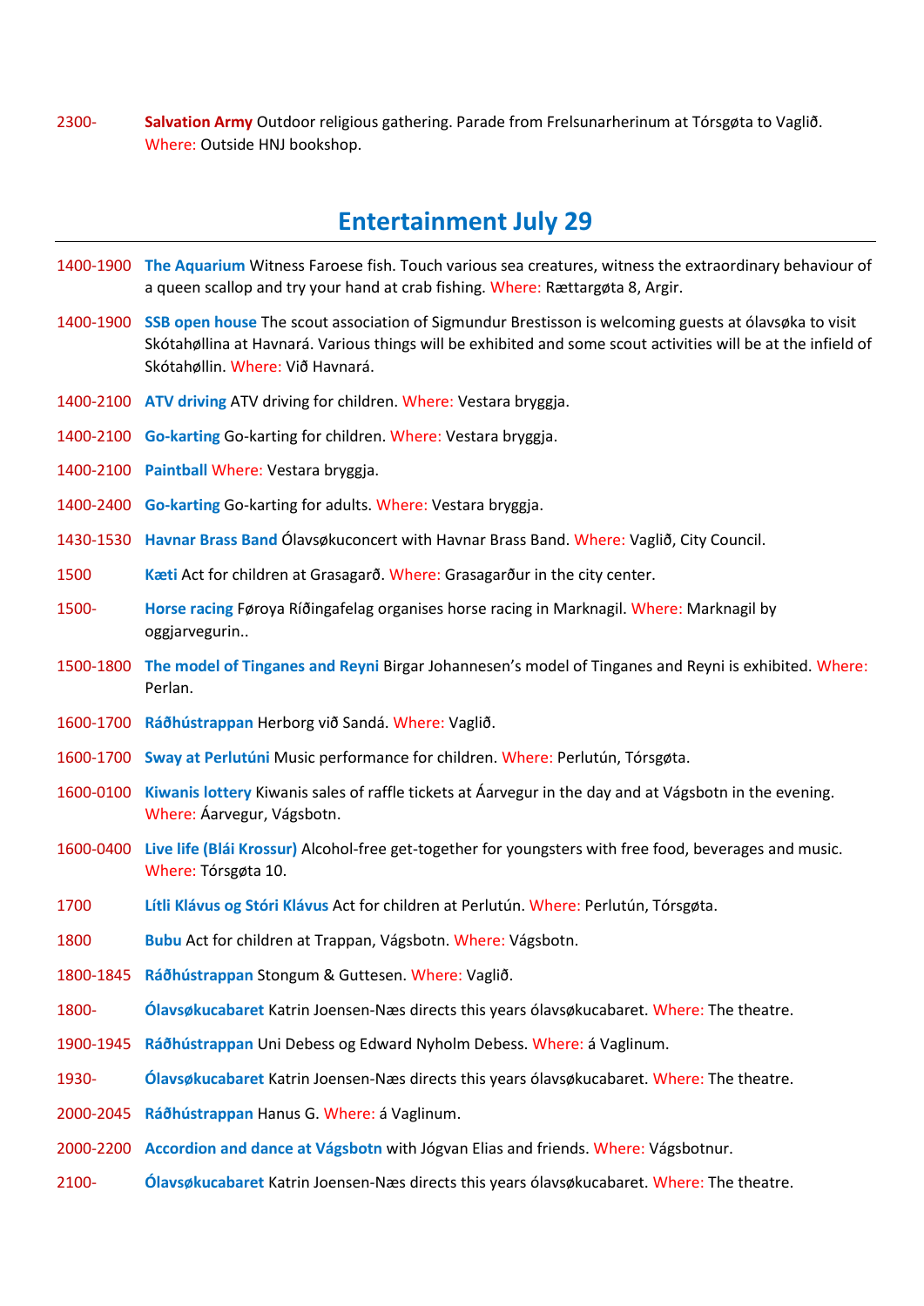2300- **Salvation Army** Outdoor religious gathering. Parade from Frelsunarherinum at Tórsgøta to Vaglið. Where: Outside HNJ bookshop.

## Entertainment July 29

1400-1900 **The Aquarium** Witness Faroese fish. Touch various sea creatures, witness the extraordinary behaviour of a queen scallop and try your hand at crab fishing. Where: Rættargøta 8, Argir.

1400-1900 **SSB open house** The scout association of Sigmundur Brestisson is welcoming guests at ólavsøka to visit Skótahøllina at Havnará. Various things will be exhibited and some scout activities will be at the infield of Skótahøllin. Where: Við Havnará.

1400-2100 **ATV driving** ATV driving for children. Where: Vestara bryggja.

1400-2100 **Go-karting** Go-karting for children. Where: Vestara bryggja.

1400-2100 **Paintball** Where: Vestara bryggja.

1400-2400 **Go-karting** Go-karting for adults. Where: Vestara bryggja.

1430-1530 **Havnar Brass Band** Ólavsøkuconcert with Havnar Brass Band. Where: Vaglið, City Council.

1500 **Kæti** Act for children at Grasagarð. Where: Grasagarður in the city center.

1500- **Horse racing** Føroya Ríðingafelag organises horse racing in Marknagil. Where: Marknagil by oggjarvegurin..

1500-1800 **The model of Tinganes and Reyni** Birgar Johannesen's model of Tinganes and Reyni is exhibited. Where: Perlan.

1600-1700 **Ráðhústrappan** Herborg við Sandá. Where: Vaglið.

1600-1700 **Sway at Perlutúni** Music performance for children. Where: Perlutún, Tórsgøta.

1600-0100 **Kiwanis lottery** Kiwanis sales of raffle tickets at Áarvegur in the day and at Vágsbotn in the evening. Where: Áarvegur, Vágsbotn.

1600-0400 **Live life (Blái Krossur)** Alcohol-free get-together for youngsters with free food, beverages and music. Where: Tórsgøta 10.

1700 **Lítli Klávus og Stóri Klávus** Act for children at Perlutún. Where: Perlutún, Tórsgøta.

1800 **Bubu** Act for children at Trappan, Vágsbotn. Where: Vágsbotn.

1800-1845 **Ráðhústrappan** Stongum & Guttesen. Where: Vaglið.

1800- **Ólavsøkucabaret** Katrin Joensen-Næs directs this years ólavsøkucabaret. Where: The theatre.

1900-1945 **Ráðhústrappan** Uni Debess og Edward Nyholm Debess. Where: á Vaglinum.

1930- **Ólavsøkucabaret** Katrin Joensen-Næs directs this years ólavsøkucabaret. Where: The theatre.

2000-2045 **Ráðhústrappan** Hanus G. Where: á Vaglinum.

2000-2200 **Accordion and dance at Vágsbotn** with Jógvan Elias and friends. Where: Vágsbotnur.

2100- **Ólavsøkucabaret** Katrin Joensen-Næs directs this years ólavsøkucabaret. Where: The theatre.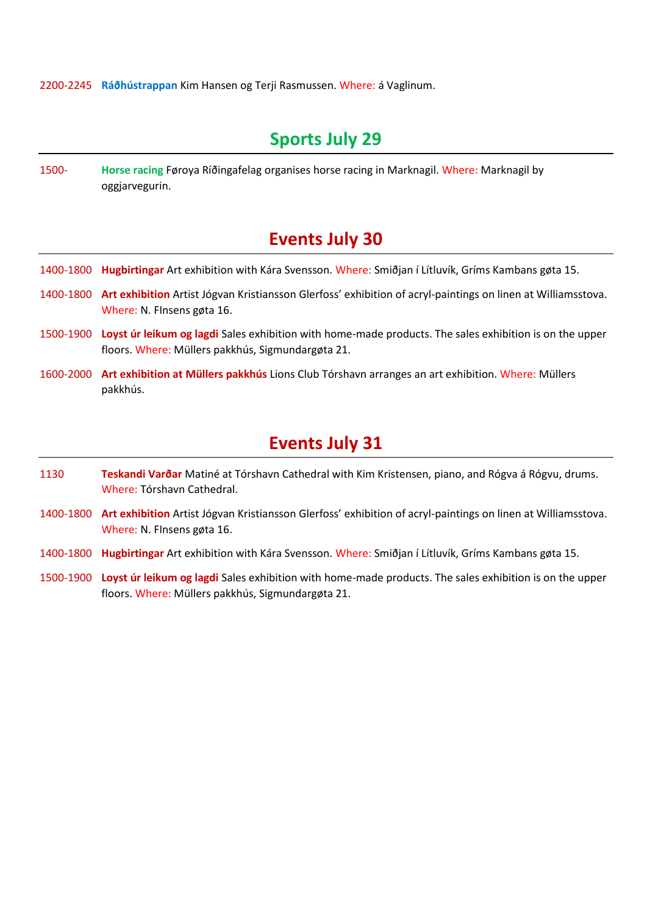2200-2245 **Ráðhústrappan** Kim Hansen og Terji Rasmussen. Where: á Vaglinum.

## Sports July 29

1500- **Horse racing** Føroya Ríðingafelag organises horse racing in Marknagil. Where: Marknagil by oggjarvegurin.

## Events July 30

1400-1800 **Hugbirtingar** Art exhibition with Kára Svensson. Where: Smiðjan í Lítluvík, Gríms Kambans gøta 15.

1400-1800 **Art exhibition** Artist Jógvan Kristiansson Glerfoss' exhibition of acryl-paintings on linen at Williamsstova. Where: N. FInsens gøta 16.

1500-1900 **Loyst úr leikum og lagdi** Sales exhibition with home-made products. The sales exhibition is on the upper floors. Where: Müllers pakkhús, Sigmundargøta 21.

1600-2000 **Art exhibition at Müllers pakkhús** Lions Club Tórshavn arranges an art exhibition. Where: Müllers pakkhús.

## Events July 31

1130 **Teskandi Varðar** Matiné at Tórshavn Cathedral with Kim Kristensen, piano, and Rógva á Rógvu, drums. Where: Tórshavn Cathedral.

1400-1800 **Art exhibition** Artist Jógvan Kristiansson Glerfoss' exhibition of acryl-paintings on linen at Williamsstova. Where: N. FInsens gøta 16.

1400-1800 **Hugbirtingar** Art exhibition with Kára Svensson. Where: Smiðjan í Lítluvík, Gríms Kambans gøta 15.

1500-1900 **Loyst úr leikum og lagdi** Sales exhibition with home-made products. The sales exhibition is on the upper floors. Where: Müllers pakkhús, Sigmundargøta 21.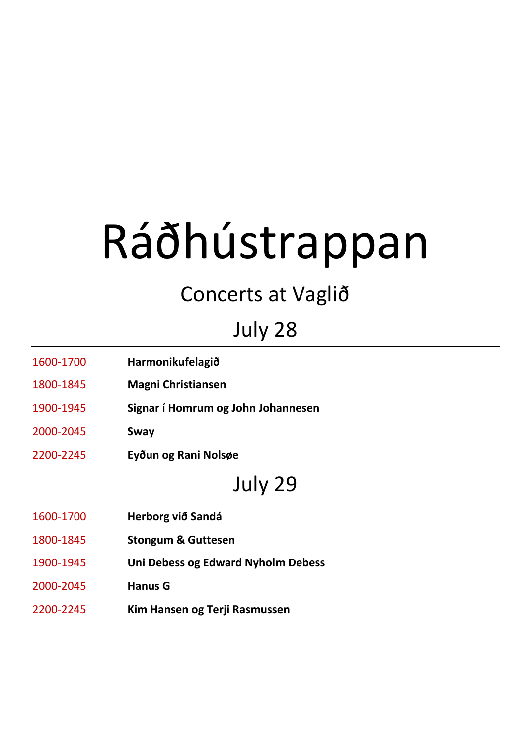# Ráðhústrappan

## Concerts at Vaglið

## July 28

| | |
|---|---|
| 1600-1700 | **Harmonikufelagið** |
| 1800-1845 | **Magni Christiansen** |
| 1900-1945 | **Signar í Homrum og John Johannesen** |
| 2000-2045 | **Sway** |
| 2200-2245 | **Eyðun og Rani Nolsøe** |

## July 29

| | |
|---|---|
| 1600-1700 | **Herborg við Sandá** |
| 1800-1845 | **Stongum & Guttesen** |
| 1900-1945 | **Uni Debess og Edward Nyholm Debess** |
| 2000-2045 | **Hanus G** |
| 2200-2245 | **Kim Hansen og Terji Rasmussen** |